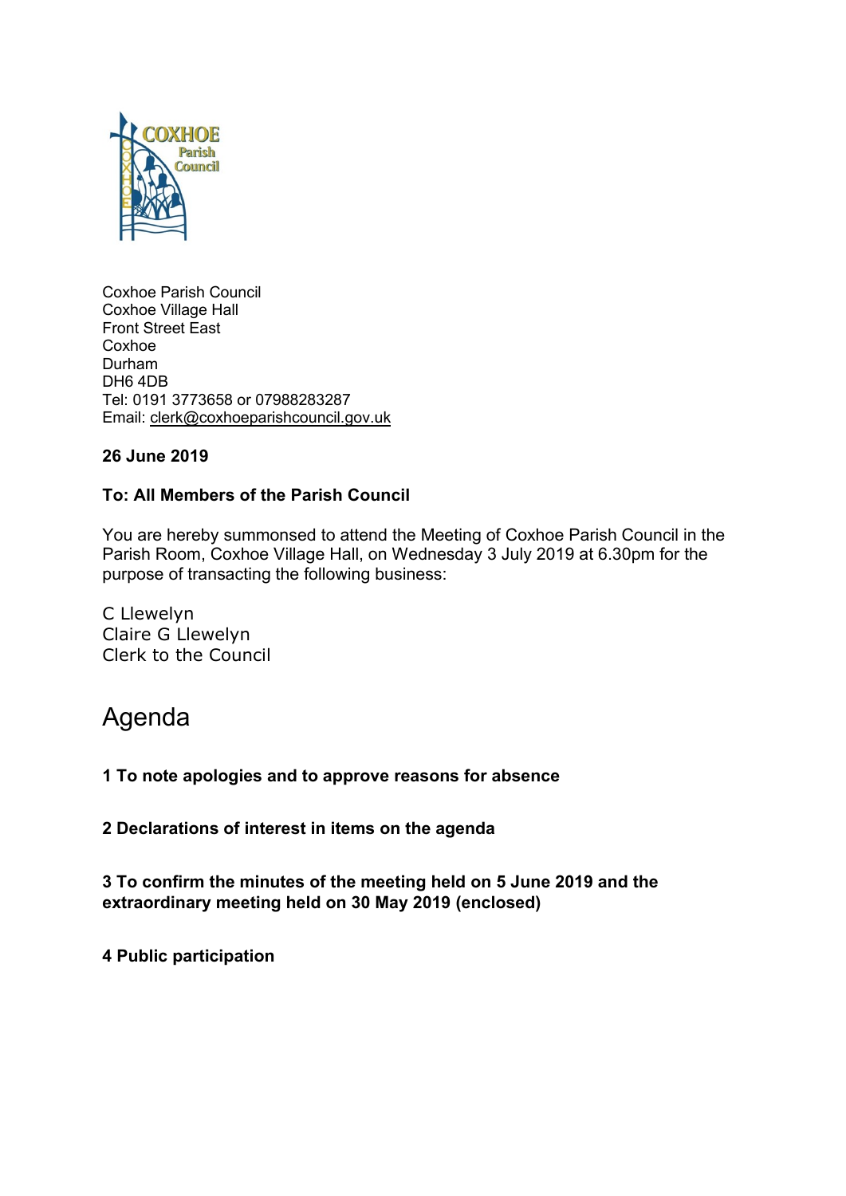Coxhoe Parish Council
Coxhoe Village Hall
Front Street East
Coxhoe
Durham
DH6 4DB
Tel: 0191 3773658 or 07988283287
Email: clerk@coxhoeparishcouncil.gov.uk

**26 June 2019**

**To: All Members of the Parish Council**

You are hereby summonsed to attend the Meeting of Coxhoe Parish Council in the Parish Room, Coxhoe Village Hall, on Wednesday 3 July 2019 at 6.30pm for the purpose of transacting the following business:

C Llewelyn
Claire G Llewelyn
Clerk to the Council

# Agenda

**1 To note apologies and to approve reasons for absence**

**2 Declarations of interest in items on the agenda**

**3 To confirm the minutes of the meeting held on 5 June 2019 and the extraordinary meeting held on 30 May 2019 (enclosed)**

**4 Public participation**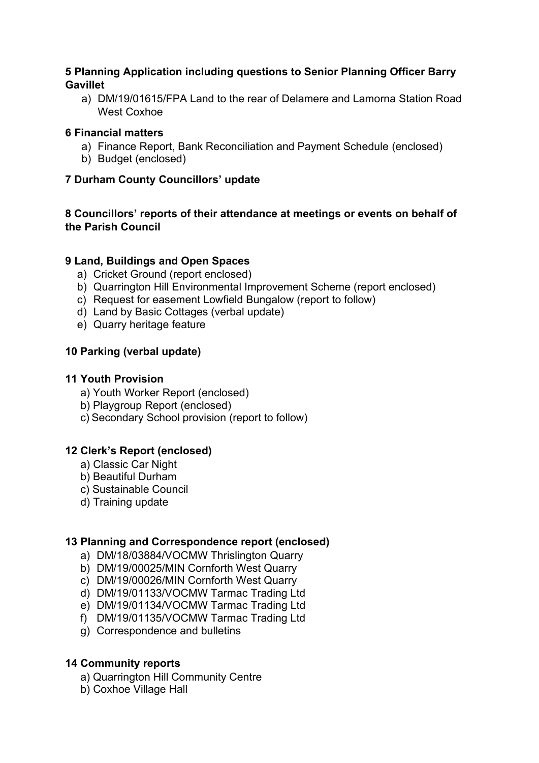**5 Planning Application including questions to Senior Planning Officer Barry Gavillet**

a) DM/19/01615/FPA Land to the rear of Delamere and Lamorna Station Road West Coxhoe

**6 Financial matters**

a) Finance Report, Bank Reconciliation and Payment Schedule (enclosed)
b) Budget (enclosed)

**7 Durham County Councillors' update**

**8 Councillors' reports of their attendance at meetings or events on behalf of the Parish Council**

**9 Land, Buildings and Open Spaces**

a) Cricket Ground (report enclosed)
b) Quarrington Hill Environmental Improvement Scheme (report enclosed)
c) Request for easement Lowfield Bungalow (report to follow)
d) Land by Basic Cottages (verbal update)
e) Quarry heritage feature

**10 Parking (verbal update)**

**11 Youth Provision**

a) Youth Worker Report (enclosed)
b) Playgroup Report (enclosed)
c) Secondary School provision (report to follow)

**12 Clerk's Report (enclosed)**

a) Classic Car Night
b) Beautiful Durham
c) Sustainable Council
d) Training update

**13 Planning and Correspondence report (enclosed)**

a) DM/18/03884/VOCMW Thrislington Quarry
b) DM/19/00025/MIN Cornforth West Quarry
c) DM/19/00026/MIN Cornforth West Quarry
d) DM/19/01133/VOCMW Tarmac Trading Ltd
e) DM/19/01134/VOCMW Tarmac Trading Ltd
f) DM/19/01135/VOCMW Tarmac Trading Ltd
g) Correspondence and bulletins

**14 Community reports**

a) Quarrington Hill Community Centre
b) Coxhoe Village Hall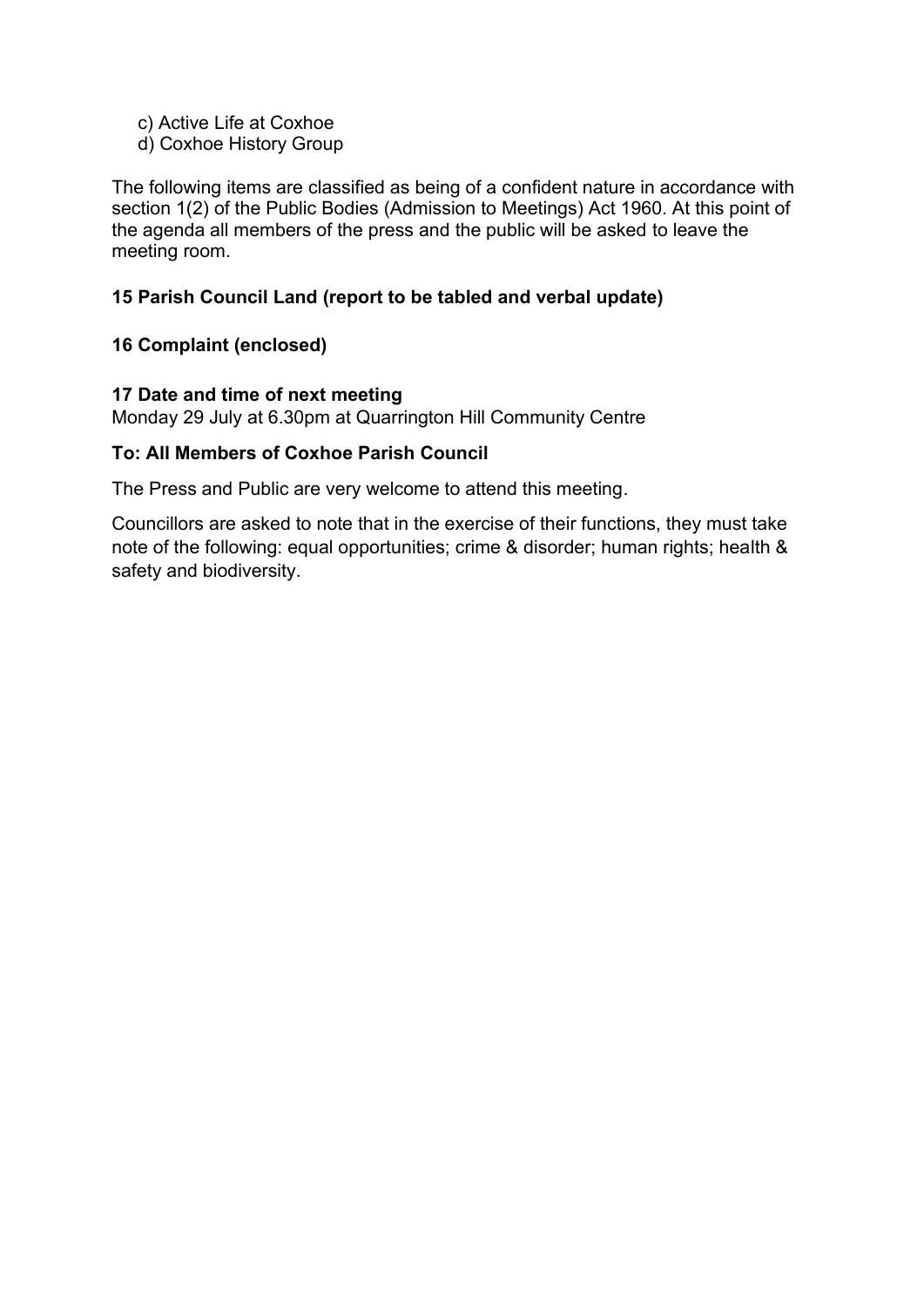c) Active Life at Coxhoe
d) Coxhoe History Group

The following items are classified as being of a confident nature in accordance with section 1(2) of the Public Bodies (Admission to Meetings) Act 1960. At this point of the agenda all members of the press and the public will be asked to leave the meeting room.

**15 Parish Council Land (report to be tabled and verbal update)**

**16 Complaint (enclosed)**

**17 Date and time of next meeting**
Monday 29 July at 6.30pm at Quarrington Hill Community Centre

**To: All Members of Coxhoe Parish Council**

The Press and Public are very welcome to attend this meeting.

Councillors are asked to note that in the exercise of their functions, they must take note of the following: equal opportunities; crime & disorder; human rights; health & safety and biodiversity.